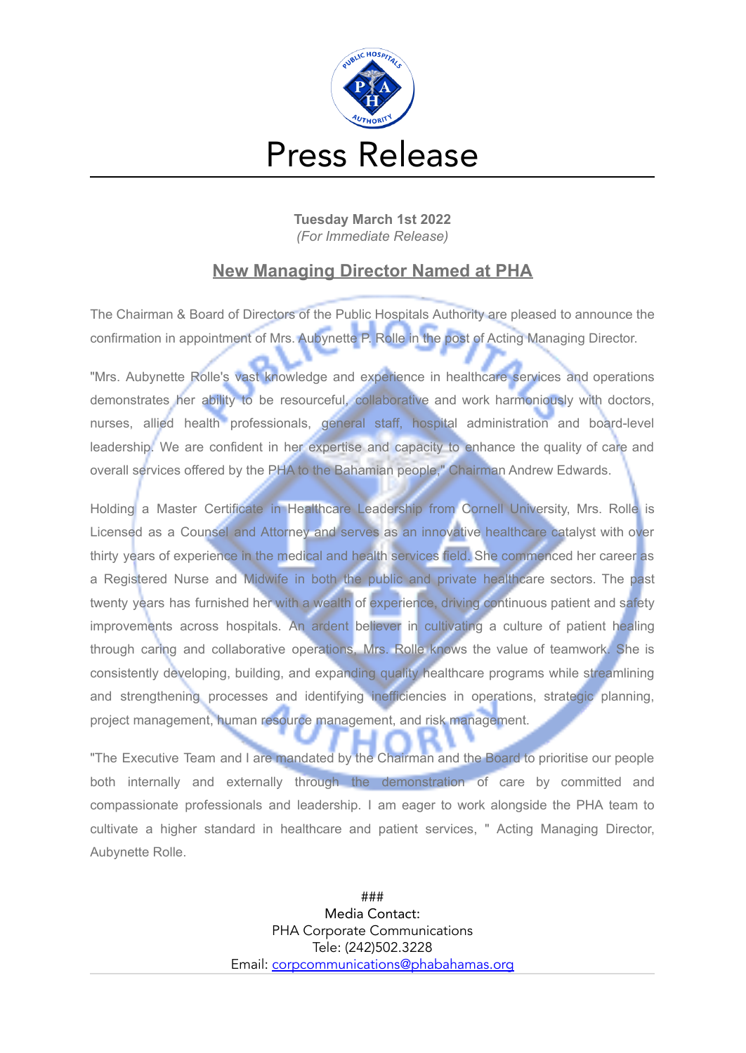# Press Release

**Tuesday March 1st 2022**
*(For Immediate Release)*

## New Managing Director Named at PHA

The Chairman & Board of Directors of the Public Hospitals Authority are pleased to announce the confirmation in appointment of Mrs. Aubynette P. Rolle in the post of Acting Managing Director.

"Mrs. Aubynette Rolle's vast knowledge and experience in healthcare services and operations demonstrates her ability to be resourceful, collaborative and work harmoniously with doctors, nurses, allied health professionals, general staff, hospital administration and board-level leadership. We are confident in her expertise and capacity to enhance the quality of care and overall services offered by the PHA to the Bahamian people," Chairman Andrew Edwards.

Holding a Master Certificate in Healthcare Leadership from Cornell University, Mrs. Rolle is Licensed as a Counsel and Attorney and serves as an innovative healthcare catalyst with over thirty years of experience in the medical and health services field. She commenced her career as a Registered Nurse and Midwife in both the public and private healthcare sectors. The past twenty years has furnished her with a wealth of experience, driving continuous patient and safety improvements across hospitals. An ardent believer in cultivating a culture of patient healing through caring and collaborative operations, Mrs. Rolle knows the value of teamwork. She is consistently developing, building, and expanding quality healthcare programs while streamlining and strengthening processes and identifying inefficiencies in operations, strategic planning, project management, human resource management, and risk management.

"The Executive Team and I are mandated by the Chairman and the Board to prioritise our people both internally and externally through the demonstration of care by committed and compassionate professionals and leadership. I am eager to work alongside the PHA team to cultivate a higher standard in healthcare and patient services, " Acting Managing Director, Aubynette Rolle.

###

Media Contact:
PHA Corporate Communications
Tele: (242)502.3228
Email: corpcommunications@phabahamas.org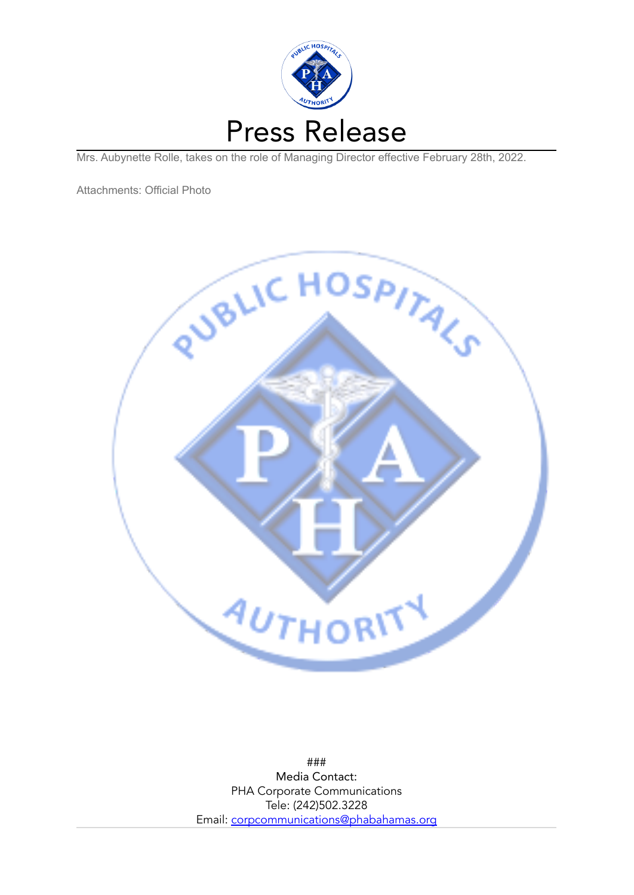# Press Release

Mrs. Aubynette Rolle, takes on the role of Managing Director effective February 28th, 2022.

Attachments: Official Photo

###

Media Contact:
PHA Corporate Communications
Tele: (242)502.3228
Email: corpcommunications@phabahamas.org